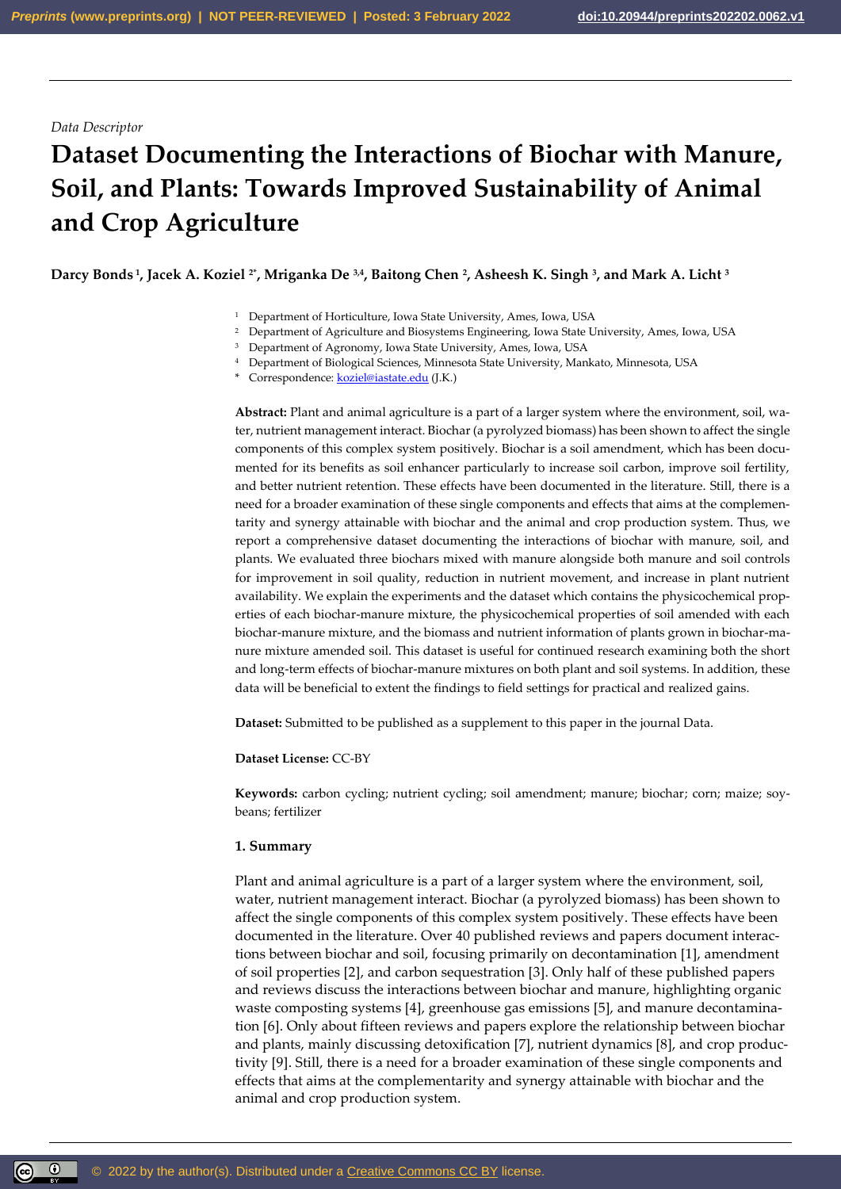*Data Descriptor*

# Dataset Documenting the Interactions of Biochar with Manure, Soil, and Plants: Towards Improved Sustainability of Animal and Crop Agriculture

**Darcy Bonds [1], Jacek A. Koziel [2*], Mriganka De [3,4], Baitong Chen [2], Asheesh K. Singh [3], and Mark A. Licht [3]**

[1] Department of Horticulture, Iowa State University, Ames, Iowa, USA
[2] Department of Agriculture and Biosystems Engineering, Iowa State University, Ames, Iowa, USA
[3] Department of Agronomy, Iowa State University, Ames, Iowa, USA
[4] Department of Biological Sciences, Minnesota State University, Mankato, Minnesota, USA
\* Correspondence: koziel@iastate.edu (J.K.)

**Abstract:** Plant and animal agriculture is a part of a larger system where the environment, soil, water, nutrient management interact. Biochar (a pyrolyzed biomass) has been shown to affect the single components of this complex system positively. Biochar is a soil amendment, which has been documented for its benefits as soil enhancer particularly to increase soil carbon, improve soil fertility, and better nutrient retention. These effects have been documented in the literature. Still, there is a need for a broader examination of these single components and effects that aims at the complementarity and synergy attainable with biochar and the animal and crop production system. Thus, we report a comprehensive dataset documenting the interactions of biochar with manure, soil, and plants. We evaluated three biochars mixed with manure alongside both manure and soil controls for improvement in soil quality, reduction in nutrient movement, and increase in plant nutrient availability. We explain the experiments and the dataset which contains the physicochemical properties of each biochar-manure mixture, the physicochemical properties of soil amended with each biochar-manure mixture, and the biomass and nutrient information of plants grown in biochar-manure mixture amended soil. This dataset is useful for continued research examining both the short and long-term effects of biochar-manure mixtures on both plant and soil systems. In addition, these data will be beneficial to extent the findings to field settings for practical and realized gains.

**Dataset:** Submitted to be published as a supplement to this paper in the journal Data.

**Dataset License:** CC-BY

**Keywords:** carbon cycling; nutrient cycling; soil amendment; manure; biochar; corn; maize; soybeans; fertilizer

## 1. Summary

Plant and animal agriculture is a part of a larger system where the environment, soil, water, nutrient management interact. Biochar (a pyrolyzed biomass) has been shown to affect the single components of this complex system positively. These effects have been documented in the literature. Over 40 published reviews and papers document interactions between biochar and soil, focusing primarily on decontamination [1], amendment of soil properties [2], and carbon sequestration [3]. Only half of these published papers and reviews discuss the interactions between biochar and manure, highlighting organic waste composting systems [4], greenhouse gas emissions [5], and manure decontamination [6]. Only about fifteen reviews and papers explore the relationship between biochar and plants, mainly discussing detoxification [7], nutrient dynamics [8], and crop productivity [9]. Still, there is a need for a broader examination of these single components and effects that aims at the complementarity and synergy attainable with biochar and the animal and crop production system.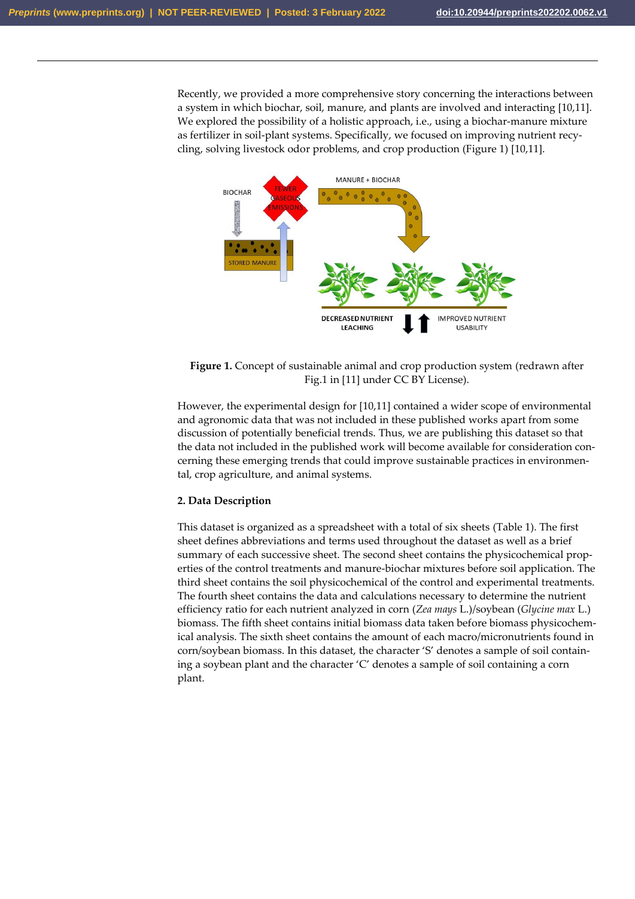Recently, we provided a more comprehensive story concerning the interactions between a system in which biochar, soil, manure, and plants are involved and interacting [10,11]. We explored the possibility of a holistic approach, i.e., using a biochar-manure mixture as fertilizer in soil-plant systems. Specifically, we focused on improving nutrient recycling, solving livestock odor problems, and crop production (Figure 1) [10,11].

**Figure 1.** Concept of sustainable animal and crop production system (redrawn after Fig.1 in [11] under CC BY License).

However, the experimental design for [10,11] contained a wider scope of environmental and agronomic data that was not included in these published works apart from some discussion of potentially beneficial trends. Thus, we are publishing this dataset so that the data not included in the published work will become available for consideration concerning these emerging trends that could improve sustainable practices in environmental, crop agriculture, and animal systems.

## 2. Data Description

This dataset is organized as a spreadsheet with a total of six sheets (Table 1). The first sheet defines abbreviations and terms used throughout the dataset as well as a brief summary of each successive sheet. The second sheet contains the physicochemical properties of the control treatments and manure-biochar mixtures before soil application. The third sheet contains the soil physicochemical of the control and experimental treatments. The fourth sheet contains the data and calculations necessary to determine the nutrient efficiency ratio for each nutrient analyzed in corn (*Zea mays* L.)/soybean (*Glycine max* L.) biomass. The fifth sheet contains initial biomass data taken before biomass physicochemical analysis. The sixth sheet contains the amount of each macro/micronutrients found in corn/soybean biomass. In this dataset, the character 'S' denotes a sample of soil containing a soybean plant and the character 'C' denotes a sample of soil containing a corn plant.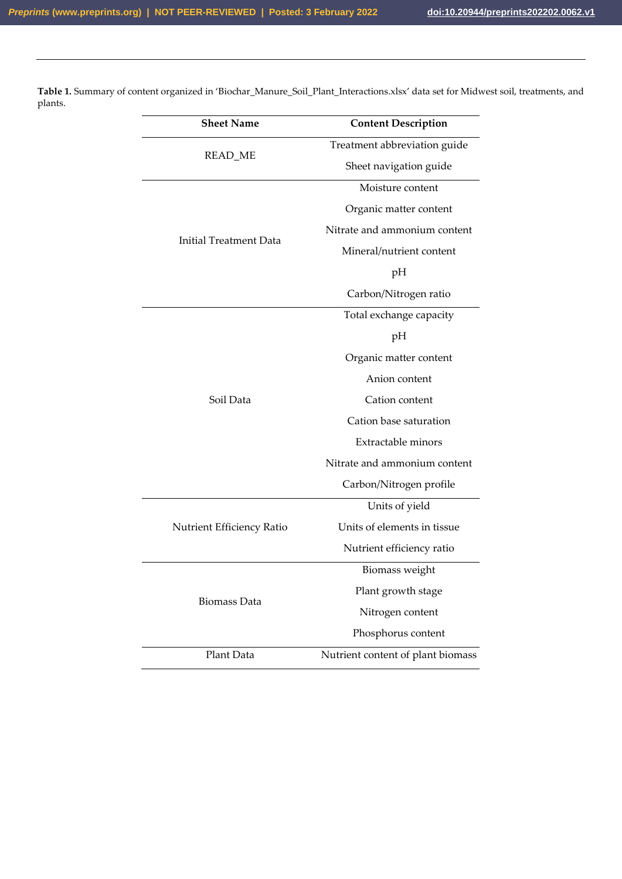**Table 1.** Summary of content organized in 'Biochar_Manure_Soil_Plant_Interactions.xlsx' data set for Midwest soil, treatments, and plants.

| Sheet Name | Content Description |
|---|---|
| READ_ME | Treatment abbreviation guide |
| | Sheet navigation guide |
| Initial Treatment Data | Moisture content |
| | Organic matter content |
| | Nitrate and ammonium content |
| | Mineral/nutrient content |
| | pH |
| | Carbon/Nitrogen ratio |
| Soil Data | Total exchange capacity |
| | pH |
| | Organic matter content |
| | Anion content |
| | Cation content |
| | Cation base saturation |
| | Extractable minors |
| | Nitrate and ammonium content |
| | Carbon/Nitrogen profile |
| Nutrient Efficiency Ratio | Units of yield |
| | Units of elements in tissue |
| | Nutrient efficiency ratio |
| Biomass Data | Biomass weight |
| | Plant growth stage |
| | Nitrogen content |
| | Phosphorus content |
| Plant Data | Nutrient content of plant biomass |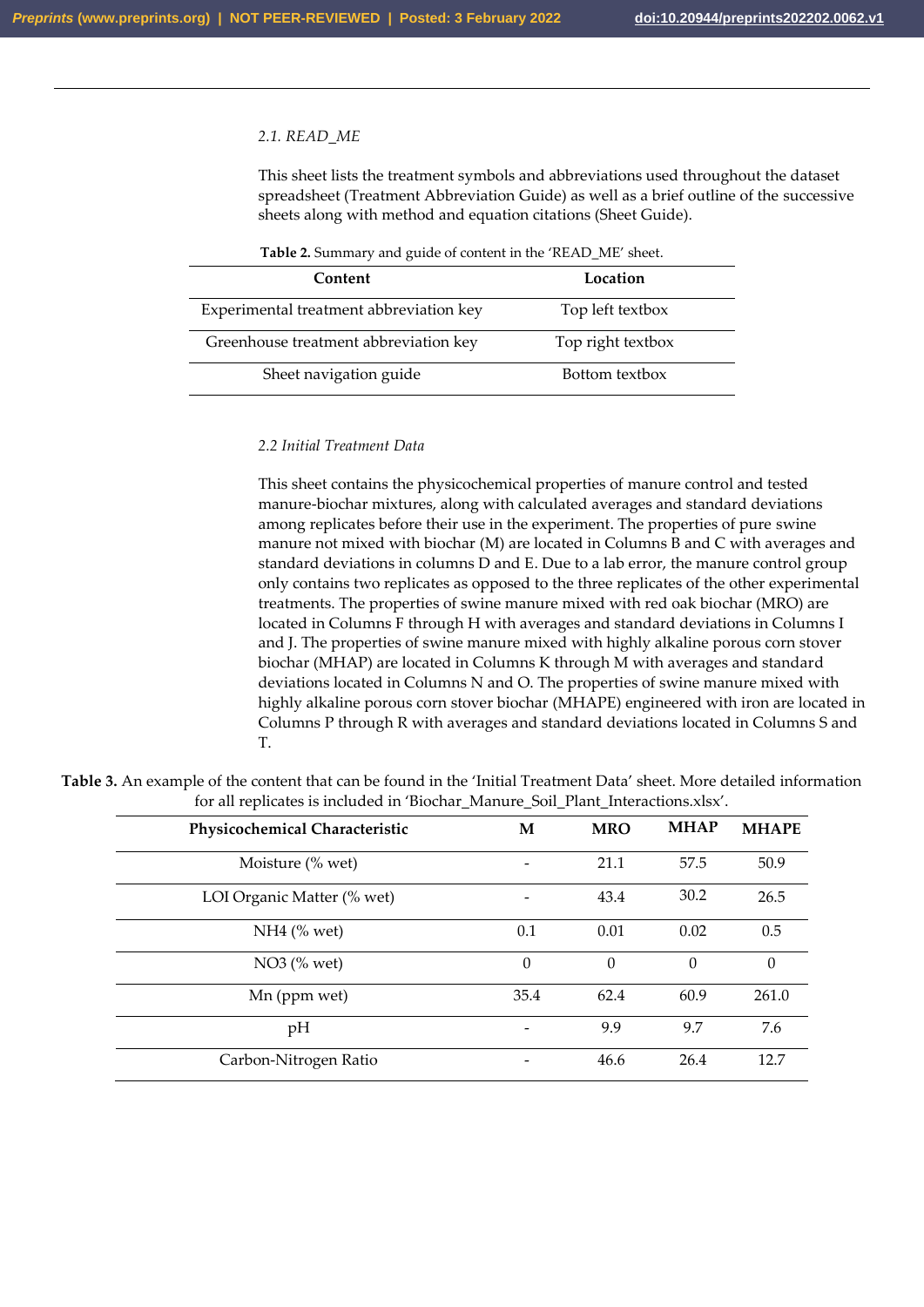### *2.1. READ_ME*

This sheet lists the treatment symbols and abbreviations used throughout the dataset spreadsheet (Treatment Abbreviation Guide) as well as a brief outline of the successive sheets along with method and equation citations (Sheet Guide).

**Table 2.** Summary and guide of content in the 'READ_ME' sheet.

| Content | Location |
|---|---|
| Experimental treatment abbreviation key | Top left textbox |
| Greenhouse treatment abbreviation key | Top right textbox |
| Sheet navigation guide | Bottom textbox |

### *2.2 Initial Treatment Data*

This sheet contains the physicochemical properties of manure control and tested manure-biochar mixtures, along with calculated averages and standard deviations among replicates before their use in the experiment. The properties of pure swine manure not mixed with biochar (M) are located in Columns B and C with averages and standard deviations in columns D and E. Due to a lab error, the manure control group only contains two replicates as opposed to the three replicates of the other experimental treatments. The properties of swine manure mixed with red oak biochar (MRO) are located in Columns F through H with averages and standard deviations in Columns I and J. The properties of swine manure mixed with highly alkaline porous corn stover biochar (MHAP) are located in Columns K through M with averages and standard deviations located in Columns N and O. The properties of swine manure mixed with highly alkaline porous corn stover biochar (MHAPE) engineered with iron are located in Columns P through R with averages and standard deviations located in Columns S and T.

**Table 3.** An example of the content that can be found in the 'Initial Treatment Data' sheet. More detailed information for all replicates is included in 'Biochar_Manure_Soil_Plant_Interactions.xlsx'.

| Physicochemical Characteristic | M | MRO | MHAP | MHAPE |
|---|---|---|---|---|
| Moisture (% wet) | - | 21.1 | 57.5 | 50.9 |
| LOI Organic Matter (% wet) | - | 43.4 | 30.2 | 26.5 |
| NH4 (% wet) | 0.1 | 0.01 | 0.02 | 0.5 |
| NO3 (% wet) | 0 | 0 | 0 | 0 |
| Mn (ppm wet) | 35.4 | 62.4 | 60.9 | 261.0 |
| pH | - | 9.9 | 9.7 | 7.6 |
| Carbon-Nitrogen Ratio | - | 46.6 | 26.4 | 12.7 |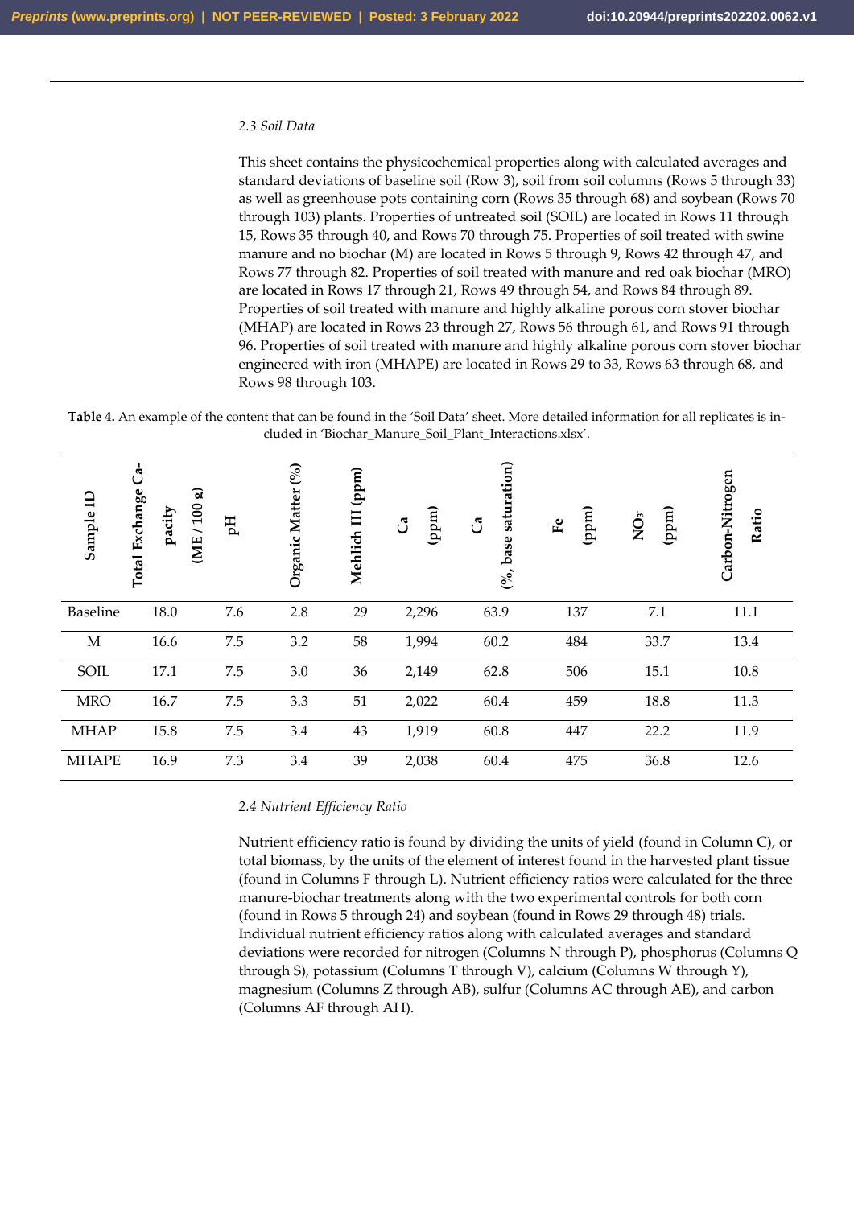*2.3 Soil Data*

This sheet contains the physicochemical properties along with calculated averages and standard deviations of baseline soil (Row 3), soil from soil columns (Rows 5 through 33) as well as greenhouse pots containing corn (Rows 35 through 68) and soybean (Rows 70 through 103) plants. Properties of untreated soil (SOIL) are located in Rows 11 through 15, Rows 35 through 40, and Rows 70 through 75. Properties of soil treated with swine manure and no biochar (M) are located in Rows 5 through 9, Rows 42 through 47, and Rows 77 through 82. Properties of soil treated with manure and red oak biochar (MRO) are located in Rows 17 through 21, Rows 49 through 54, and Rows 84 through 89. Properties of soil treated with manure and highly alkaline porous corn stover biochar (MHAP) are located in Rows 23 through 27, Rows 56 through 61, and Rows 91 through 96. Properties of soil treated with manure and highly alkaline porous corn stover biochar engineered with iron (MHAPE) are located in Rows 29 to 33, Rows 63 through 68, and Rows 98 through 103.

**Table 4.** An example of the content that can be found in the 'Soil Data' sheet. More detailed information for all replicates is included in 'Biochar_Manure_Soil_Plant_Interactions.xlsx'.

| Sample ID | Total Exchange Capacity (ME / 100 g) | pH | Organic Matter (%) | Mehlich III (ppm) | Ca (ppm) | Ca (%, base saturation) | Fe (ppm) | $NO_3^-$ (ppm) | Carbon-Nitrogen Ratio |
|---|---|---|---|---|---|---|---|---|---|
| Baseline | 18.0 | 7.6 | 2.8 | 29 | 2,296 | 63.9 | 137 | 7.1 | 11.1 |
| M | 16.6 | 7.5 | 3.2 | 58 | 1,994 | 60.2 | 484 | 33.7 | 13.4 |
| SOIL | 17.1 | 7.5 | 3.0 | 36 | 2,149 | 62.8 | 506 | 15.1 | 10.8 |
| MRO | 16.7 | 7.5 | 3.3 | 51 | 2,022 | 60.4 | 459 | 18.8 | 11.3 |
| MHAP | 15.8 | 7.5 | 3.4 | 43 | 1,919 | 60.8 | 447 | 22.2 | 11.9 |
| MHAPE | 16.9 | 7.3 | 3.4 | 39 | 2,038 | 60.4 | 475 | 36.8 | 12.6 |

*2.4 Nutrient Efficiency Ratio*

Nutrient efficiency ratio is found by dividing the units of yield (found in Column C), or total biomass, by the units of the element of interest found in the harvested plant tissue (found in Columns F through L). Nutrient efficiency ratios were calculated for the three manure-biochar treatments along with the two experimental controls for both corn (found in Rows 5 through 24) and soybean (found in Rows 29 through 48) trials. Individual nutrient efficiency ratios along with calculated averages and standard deviations were recorded for nitrogen (Columns N through P), phosphorus (Columns Q through S), potassium (Columns T through V), calcium (Columns W through Y), magnesium (Columns Z through AB), sulfur (Columns AC through AE), and carbon (Columns AF through AH).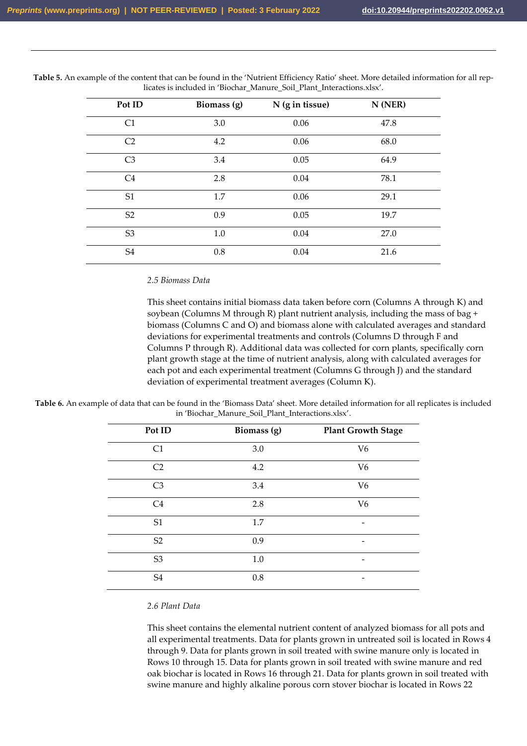**Table 5.** An example of the content that can be found in the 'Nutrient Efficiency Ratio' sheet. More detailed information for all replicates is included in 'Biochar_Manure_Soil_Plant_Interactions.xlsx'.

| Pot ID | Biomass (g) | N (g in tissue) | N (NER) |
|---|---|---|---|
| C1 | 3.0 | 0.06 | 47.8 |
| C2 | 4.2 | 0.06 | 68.0 |
| C3 | 3.4 | 0.05 | 64.9 |
| C4 | 2.8 | 0.04 | 78.1 |
| S1 | 1.7 | 0.06 | 29.1 |
| S2 | 0.9 | 0.05 | 19.7 |
| S3 | 1.0 | 0.04 | 27.0 |
| S4 | 0.8 | 0.04 | 21.6 |

### *2.5 Biomass Data*

This sheet contains initial biomass data taken before corn (Columns A through K) and soybean (Columns M through R) plant nutrient analysis, including the mass of bag + biomass (Columns C and O) and biomass alone with calculated averages and standard deviations for experimental treatments and controls (Columns D through F and Columns P through R). Additional data was collected for corn plants, specifically corn plant growth stage at the time of nutrient analysis, along with calculated averages for each pot and each experimental treatment (Columns G through J) and the standard deviation of experimental treatment averages (Column K).

**Table 6.** An example of data that can be found in the 'Biomass Data' sheet. More detailed information for all replicates is included in 'Biochar_Manure_Soil_Plant_Interactions.xlsx'.

| Pot ID | Biomass (g) | Plant Growth Stage |
|---|---|---|
| C1 | 3.0 | V6 |
| C2 | 4.2 | V6 |
| C3 | 3.4 | V6 |
| C4 | 2.8 | V6 |
| S1 | 1.7 | - |
| S2 | 0.9 | - |
| S3 | 1.0 | - |
| S4 | 0.8 | - |

### *2.6 Plant Data*

This sheet contains the elemental nutrient content of analyzed biomass for all pots and all experimental treatments. Data for plants grown in untreated soil is located in Rows 4 through 9. Data for plants grown in soil treated with swine manure only is located in Rows 10 through 15. Data for plants grown in soil treated with swine manure and red oak biochar is located in Rows 16 through 21. Data for plants grown in soil treated with swine manure and highly alkaline porous corn stover biochar is located in Rows 22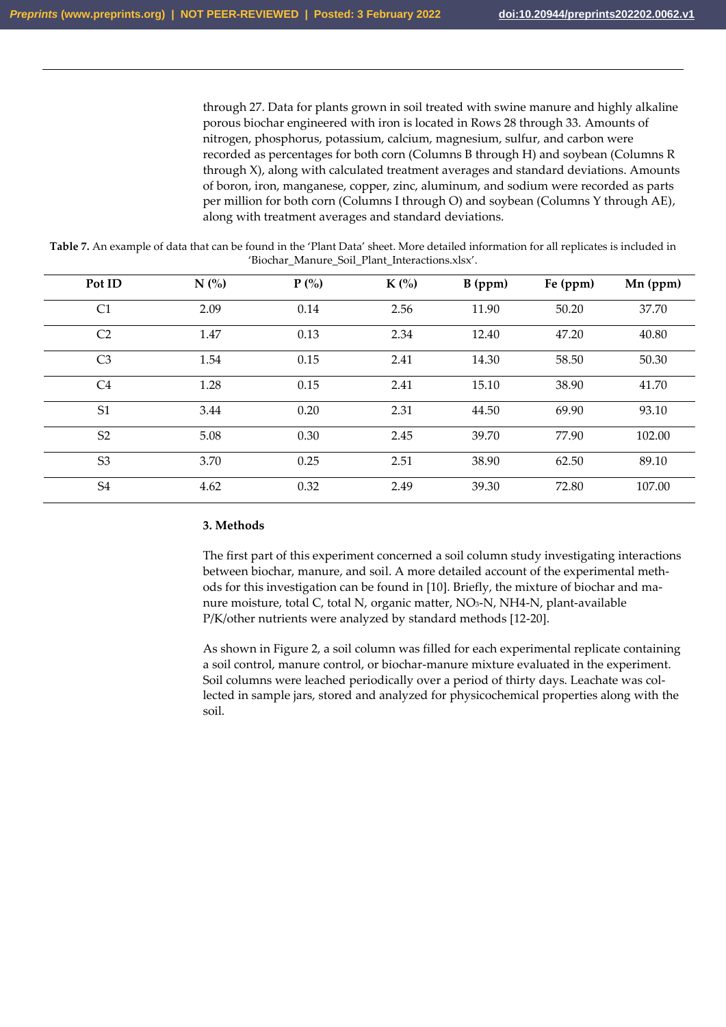through 27. Data for plants grown in soil treated with swine manure and highly alkaline porous biochar engineered with iron is located in Rows 28 through 33. Amounts of nitrogen, phosphorus, potassium, calcium, magnesium, sulfur, and carbon were recorded as percentages for both corn (Columns B through H) and soybean (Columns R through X), along with calculated treatment averages and standard deviations. Amounts of boron, iron, manganese, copper, zinc, aluminum, and sodium were recorded as parts per million for both corn (Columns I through O) and soybean (Columns Y through AE), along with treatment averages and standard deviations.

**Table 7.** An example of data that can be found in the 'Plant Data' sheet. More detailed information for all replicates is included in 'Biochar_Manure_Soil_Plant_Interactions.xlsx'.

| Pot ID | N (%) | P (%) | K (%) | B (ppm) | Fe (ppm) | Mn (ppm) |
|---|---|---|---|---|---|---|
| C1 | 2.09 | 0.14 | 2.56 | 11.90 | 50.20 | 37.70 |
| C2 | 1.47 | 0.13 | 2.34 | 12.40 | 47.20 | 40.80 |
| C3 | 1.54 | 0.15 | 2.41 | 14.30 | 58.50 | 50.30 |
| C4 | 1.28 | 0.15 | 2.41 | 15.10 | 38.90 | 41.70 |
| S1 | 3.44 | 0.20 | 2.31 | 44.50 | 69.90 | 93.10 |
| S2 | 5.08 | 0.30 | 2.45 | 39.70 | 77.90 | 102.00 |
| S3 | 3.70 | 0.25 | 2.51 | 38.90 | 62.50 | 89.10 |
| S4 | 4.62 | 0.32 | 2.49 | 39.30 | 72.80 | 107.00 |

## 3. Methods

The first part of this experiment concerned a soil column study investigating interactions between biochar, manure, and soil. A more detailed account of the experimental methods for this investigation can be found in [10]. Briefly, the mixture of biochar and manure moisture, total C, total N, organic matter, $NO_3$-N, $NH_4$-N, plant-available P/K/other nutrients were analyzed by standard methods [12-20].

As shown in Figure 2, a soil column was filled for each experimental replicate containing a soil control, manure control, or biochar-manure mixture evaluated in the experiment. Soil columns were leached periodically over a period of thirty days. Leachate was collected in sample jars, stored and analyzed for physicochemical properties along with the soil.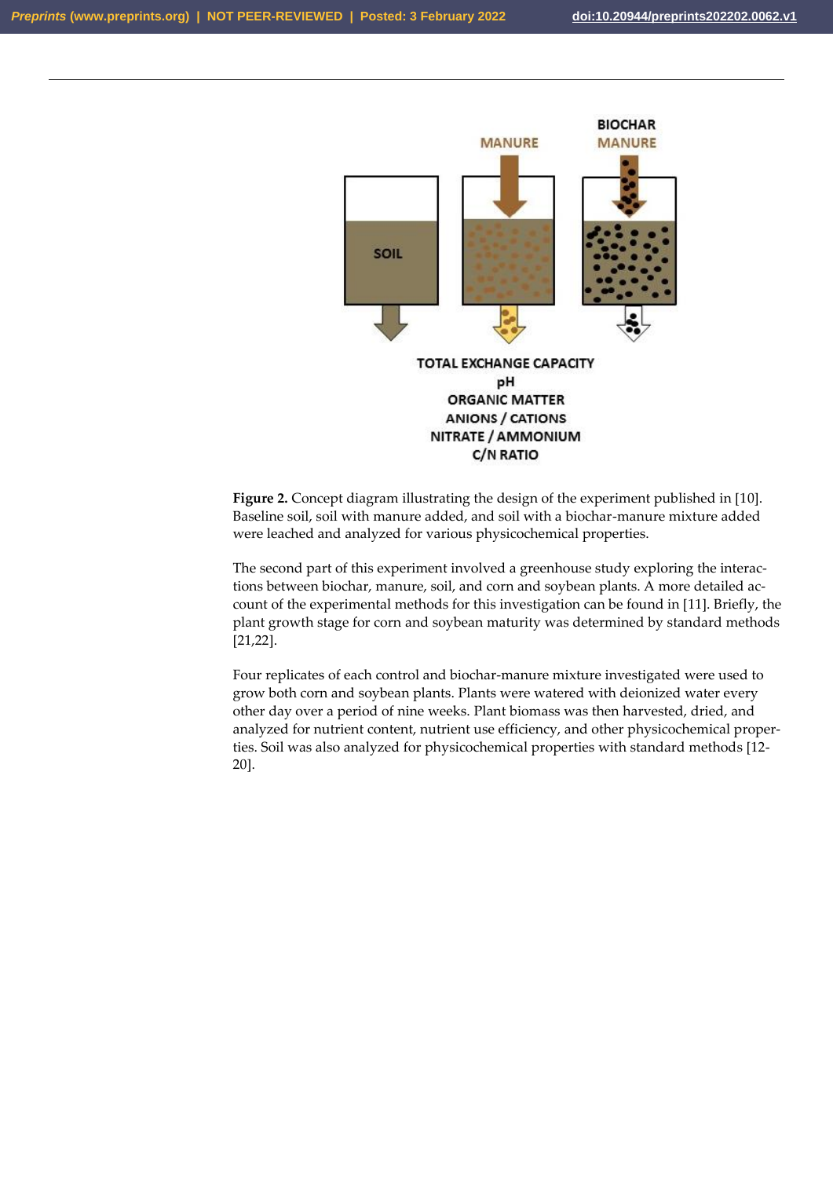**Figure 2.** Concept diagram illustrating the design of the experiment published in [10]. Baseline soil, soil with manure added, and soil with a biochar-manure mixture added were leached and analyzed for various physicochemical properties.

The second part of this experiment involved a greenhouse study exploring the interactions between biochar, manure, soil, and corn and soybean plants. A more detailed account of the experimental methods for this investigation can be found in [11]. Briefly, the plant growth stage for corn and soybean maturity was determined by standard methods [21,22].

Four replicates of each control and biochar-manure mixture investigated were used to grow both corn and soybean plants. Plants were watered with deionized water every other day over a period of nine weeks. Plant biomass was then harvested, dried, and analyzed for nutrient content, nutrient use efficiency, and other physicochemical properties. Soil was also analyzed for physicochemical properties with standard methods [12-20].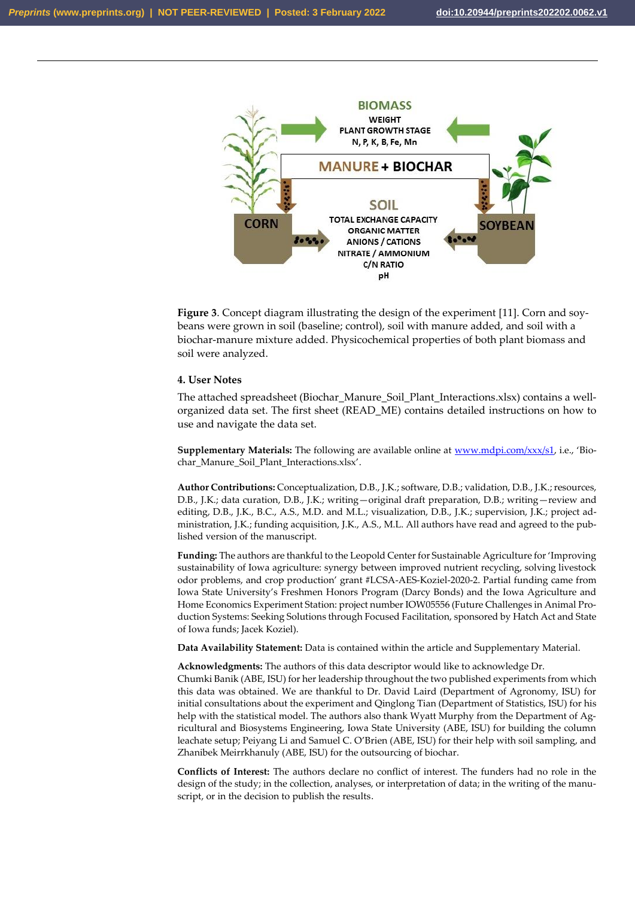**Figure 3**. Concept diagram illustrating the design of the experiment [11]. Corn and soybeans were grown in soil (baseline; control), soil with manure added, and soil with a biochar-manure mixture added. Physicochemical properties of both plant biomass and soil were analyzed.

## 4. User Notes

The attached spreadsheet (Biochar_Manure_Soil_Plant_Interactions.xlsx) contains a well-organized data set. The first sheet (READ_ME) contains detailed instructions on how to use and navigate the data set.

**Supplementary Materials:** The following are available online at www.mdpi.com/xxx/s1, i.e., 'Biochar_Manure_Soil_Plant_Interactions.xlsx'.

**Author Contributions:** Conceptualization, D.B., J.K.; software, D.B.; validation, D.B., J.K.; resources, D.B., J.K.; data curation, D.B., J.K.; writing—original draft preparation, D.B.; writing—review and editing, D.B., J.K., B.C., A.S., M.D. and M.L.; visualization, D.B., J.K.; supervision, J.K.; project administration, J.K.; funding acquisition, J.K., A.S., M.L. All authors have read and agreed to the published version of the manuscript.

**Funding:** The authors are thankful to the Leopold Center for Sustainable Agriculture for 'Improving sustainability of Iowa agriculture: synergy between improved nutrient recycling, solving livestock odor problems, and crop production' grant #LCSA-AES-Koziel-2020-2. Partial funding came from Iowa State University's Freshmen Honors Program (Darcy Bonds) and the Iowa Agriculture and Home Economics Experiment Station: project number IOW05556 (Future Challenges in Animal Production Systems: Seeking Solutions through Focused Facilitation, sponsored by Hatch Act and State of Iowa funds; Jacek Koziel).

**Data Availability Statement:** Data is contained within the article and Supplementary Material.

**Acknowledgments:** The authors of this data descriptor would like to acknowledge Dr. Chumki Banik (ABE, ISU) for her leadership throughout the two published experiments from which this data was obtained. We are thankful to Dr. David Laird (Department of Agronomy, ISU) for initial consultations about the experiment and Qinglong Tian (Department of Statistics, ISU) for his help with the statistical model. The authors also thank Wyatt Murphy from the Department of Agricultural and Biosystems Engineering, Iowa State University (ABE, ISU) for building the column leachate setup; Peiyang Li and Samuel C. O'Brien (ABE, ISU) for their help with soil sampling, and Zhanibek Meirrkhanuly (ABE, ISU) for the outsourcing of biochar.

**Conflicts of Interest:** The authors declare no conflict of interest. The funders had no role in the design of the study; in the collection, analyses, or interpretation of data; in the writing of the manuscript, or in the decision to publish the results.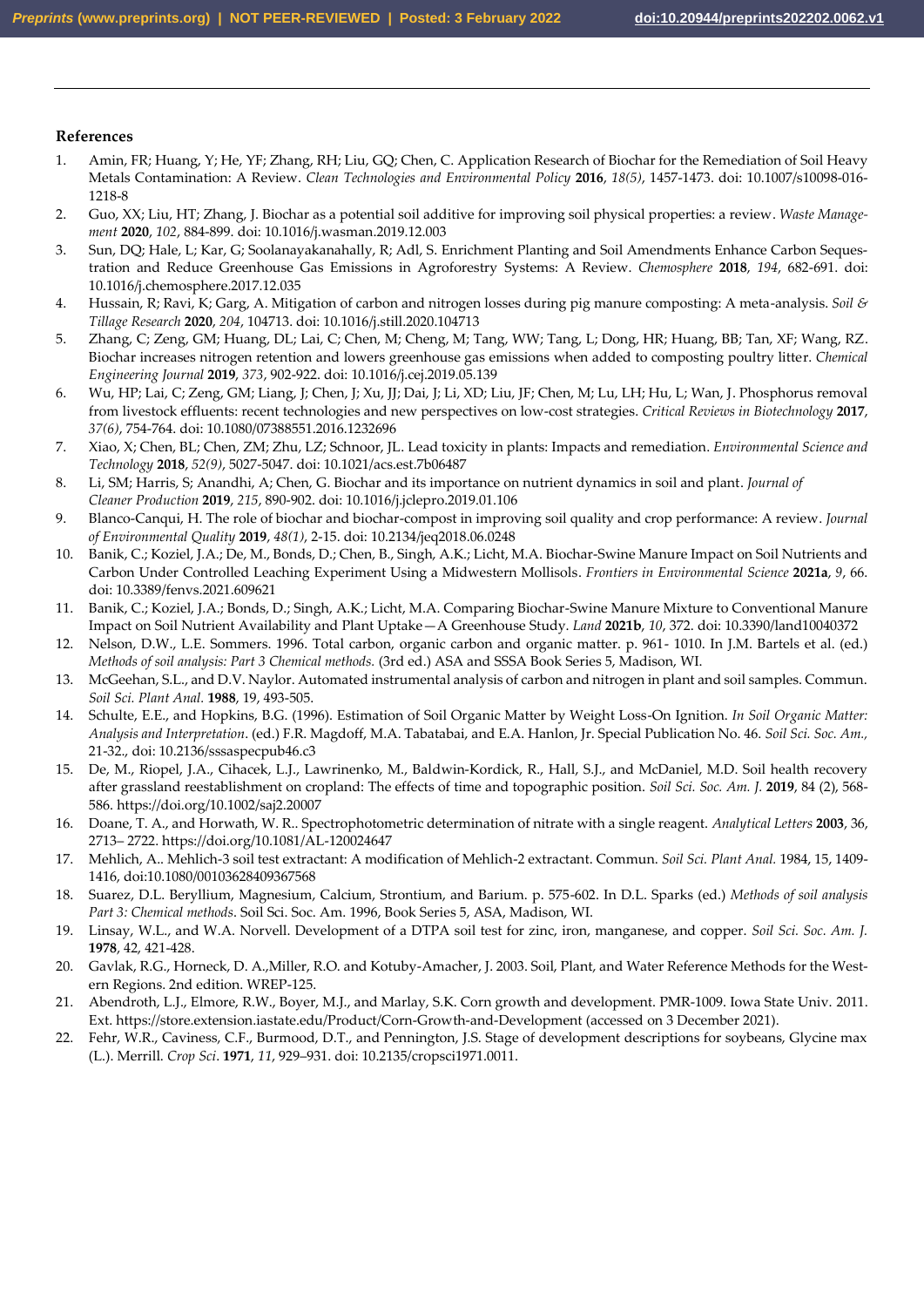## References

1. Amin, FR; Huang, Y; He, YF; Zhang, RH; Liu, GQ; Chen, C. Application Research of Biochar for the Remediation of Soil Heavy Metals Contamination: A Review. *Clean Technologies and Environmental Policy* **2016**, *18(5)*, 1457-1473. doi: 10.1007/s10098-016-1218-8
2. Guo, XX; Liu, HT; Zhang, J. Biochar as a potential soil additive for improving soil physical properties: a review. *Waste Management* **2020**, *102*, 884-899. doi: 10.1016/j.wasman.2019.12.003
3. Sun, DQ; Hale, L; Kar, G; Soolanayakanahally, R; Adl, S. Enrichment Planting and Soil Amendments Enhance Carbon Sequestration and Reduce Greenhouse Gas Emissions in Agroforestry Systems: A Review. *Chemosphere* **2018**, *194*, 682-691. doi: 10.1016/j.chemosphere.2017.12.035
4. Hussain, R; Ravi, K; Garg, A. Mitigation of carbon and nitrogen losses during pig manure composting: A meta-analysis. *Soil & Tillage Research* **2020**, *204*, 104713. doi: 10.1016/j.still.2020.104713
5. Zhang, C; Zeng, GM; Huang, DL; Lai, C; Chen, M; Cheng, M; Tang, WW; Tang, L; Dong, HR; Huang, BB; Tan, XF; Wang, RZ. Biochar increases nitrogen retention and lowers greenhouse gas emissions when added to composting poultry litter. *Chemical Engineering Journal* **2019**, *373*, 902-922. doi: 10.1016/j.cej.2019.05.139
6. Wu, HP; Lai, C; Zeng, GM; Liang, J; Chen, J; Xu, JJ; Dai, J; Li, XD; Liu, JF; Chen, M; Lu, LH; Hu, L; Wan, J. Phosphorus removal from livestock effluents: recent technologies and new perspectives on low-cost strategies. *Critical Reviews in Biotechnology* **2017**, *37(6)*, 754-764. doi: 10.1080/07388551.2016.1232696
7. Xiao, X; Chen, BL; Chen, ZM; Zhu, LZ; Schnoor, JL. Lead toxicity in plants: Impacts and remediation. *Environmental Science and Technology* **2018**, *52(9)*, 5027-5047. doi: 10.1021/acs.est.7b06487
8. Li, SM; Harris, S; Anandhi, A; Chen, G. Biochar and its importance on nutrient dynamics in soil and plant. *Journal of Cleaner Production* **2019**, *215*, 890-902. doi: 10.1016/j.jclepro.2019.01.106
9. Blanco-Canqui, H. The role of biochar and biochar-compost in improving soil quality and crop performance: A review. *Journal of Environmental Quality* **2019**, *48(1)*, 2-15. doi: 10.2134/jeq2018.06.0248
10. Banik, C.; Koziel, J.A.; De, M., Bonds, D.; Chen, B., Singh, A.K.; Licht, M.A. Biochar-Swine Manure Impact on Soil Nutrients and Carbon Under Controlled Leaching Experiment Using a Midwestern Mollisols. *Frontiers in Environmental Science* **2021a**, *9*, 66. doi: 10.3389/fenvs.2021.609621
11. Banik, C.; Koziel, J.A.; Bonds, D.; Singh, A.K.; Licht, M.A. Comparing Biochar-Swine Manure Mixture to Conventional Manure Impact on Soil Nutrient Availability and Plant Uptake—A Greenhouse Study. *Land* **2021b**, *10*, 372. doi: 10.3390/land10040372
12. Nelson, D.W., L.E. Sommers. 1996. Total carbon, organic carbon and organic matter. p. 961- 1010. In J.M. Bartels et al. (ed.) *Methods of soil analysis: Part 3 Chemical methods.* (3rd ed.) ASA and SSSA Book Series 5, Madison, WI.
13. McGeehan, S.L., and D.V. Naylor. Automated instrumental analysis of carbon and nitrogen in plant and soil samples. Commun. *Soil Sci. Plant Anal.* **1988**, 19, 493-505.
14. Schulte, E.E., and Hopkins, B.G. (1996). Estimation of Soil Organic Matter by Weight Loss-On Ignition. *In Soil Organic Matter: Analysis and Interpretation*. (ed.) F.R. Magdoff, M.A. Tabatabai, and E.A. Hanlon, Jr. Special Publication No. 46. *Soil Sci. Soc. Am.*, 21-32., doi: 10.2136/sssaspecpub46.c3
15. De, M., Riopel, J.A., Cihacek, L.J., Lawrinenko, M., Baldwin-Kordick, R., Hall, S.J., and McDaniel, M.D. Soil health recovery after grassland reestablishment on cropland: The effects of time and topographic position. *Soil Sci. Soc. Am. J.* **2019**, 84 (2), 568-586. https://doi.org/10.1002/saj2.20007
16. Doane, T. A., and Horwath, W. R.. Spectrophotometric determination of nitrate with a single reagent. *Analytical Letters* **2003**, 36, 2713– 2722. https://doi.org/10.1081/AL-120024647
17. Mehlich, A.. Mehlich-3 soil test extractant: A modification of Mehlich-2 extractant. Commun. *Soil Sci. Plant Anal.* 1984, 15, 1409-1416, doi:10.1080/00103628409367568
18. Suarez, D.L. Beryllium, Magnesium, Calcium, Strontium, and Barium. p. 575-602. In D.L. Sparks (ed.) *Methods of soil analysis Part 3: Chemical methods*. Soil Sci. Soc. Am. 1996, Book Series 5, ASA, Madison, WI.
19. Linsay, W.L., and W.A. Norvell. Development of a DTPA soil test for zinc, iron, manganese, and copper. *Soil Sci. Soc. Am. J.* **1978**, 42, 421-428.
20. Gavlak, R.G., Horneck, D. A.,Miller, R.O. and Kotuby-Amacher, J. 2003. Soil, Plant, and Water Reference Methods for the Western Regions. 2nd edition. WREP-125.
21. Abendroth, L.J., Elmore, R.W., Boyer, M.J., and Marlay, S.K. Corn growth and development. PMR-1009. Iowa State Univ. 2011. Ext. https://store.extension.iastate.edu/Product/Corn-Growth-and-Development (accessed on 3 December 2021).
22. Fehr, W.R., Caviness, C.F., Burmood, D.T., and Pennington, J.S. Stage of development descriptions for soybeans, Glycine max (L.). Merrill. *Crop Sci*. **1971**, *11*, 929–931. doi: 10.2135/cropsci1971.0011.